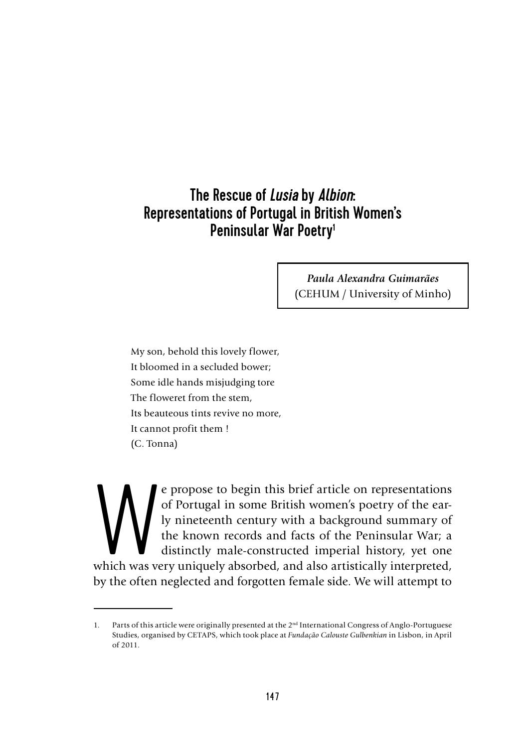# The Rescue of *Lusia* by *Albion*: Representations of Portugal in British Women's Peninsular War Poetry[1]

***Paula Alexandra Guimarães***
(CEHUM / University of Minho)

My son, behold this lovely flower,
It bloomed in a secluded bower;
Some idle hands misjudging tore
The floweret from the stem,
Its beauteous tints revive no more,
It cannot profit them !
(C. Tonna)

We propose to begin this brief article on representations of Portugal in some British women's poetry of the early nineteenth century with a background summary of the known records and facts of the Peninsular War; a distinctly male-constructed imperial history, yet one which was very uniquely absorbed, and also artistically interpreted, by the often neglected and forgotten female side. We will attempt to

---

1. Parts of this article were originally presented at the 2nd International Congress of Anglo-Portuguese Studies, organised by CETAPS, which took place at *Fundação Calouste Gulbenkian* in Lisbon, in April of 2011.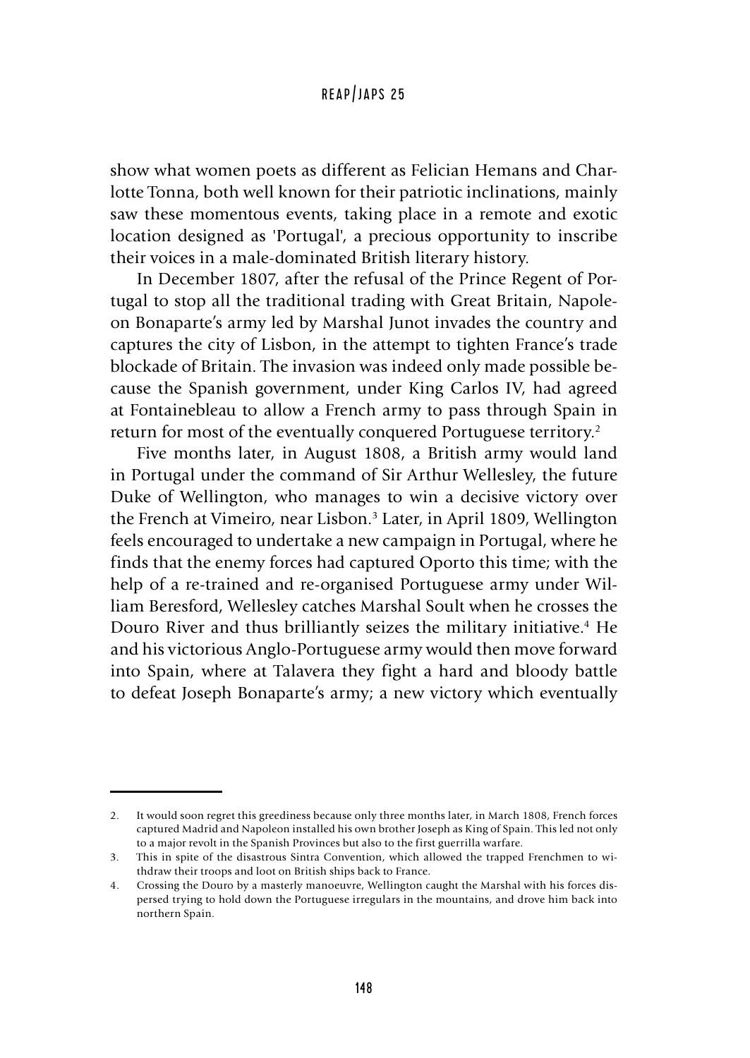show what women poets as different as Felician Hemans and Charlotte Tonna, both well known for their patriotic inclinations, mainly saw these momentous events, taking place in a remote and exotic location designed as 'Portugal', a precious opportunity to inscribe their voices in a male-dominated British literary history.

In December 1807, after the refusal of the Prince Regent of Portugal to stop all the traditional trading with Great Britain, Napoleon Bonaparte's army led by Marshal Junot invades the country and captures the city of Lisbon, in the attempt to tighten France's trade blockade of Britain. The invasion was indeed only made possible because the Spanish government, under King Carlos IV, had agreed at Fontainebleau to allow a French army to pass through Spain in return for most of the eventually conquered Portuguese territory.[2]

Five months later, in August 1808, a British army would land in Portugal under the command of Sir Arthur Wellesley, the future Duke of Wellington, who manages to win a decisive victory over the French at Vimeiro, near Lisbon.[3] Later, in April 1809, Wellington feels encouraged to undertake a new campaign in Portugal, where he finds that the enemy forces had captured Oporto this time; with the help of a re-trained and re-organised Portuguese army under William Beresford, Wellesley catches Marshal Soult when he crosses the Douro River and thus brilliantly seizes the military initiative.[4] He and his victorious Anglo-Portuguese army would then move forward into Spain, where at Talavera they fight a hard and bloody battle to defeat Joseph Bonaparte's army; a new victory which eventually

---

2. It would soon regret this greediness because only three months later, in March 1808, French forces captured Madrid and Napoleon installed his own brother Joseph as King of Spain. This led not only to a major revolt in the Spanish Provinces but also to the first guerrilla warfare.
3. This in spite of the disastrous Sintra Convention, which allowed the trapped Frenchmen to withdraw their troops and loot on British ships back to France.
4. Crossing the Douro by a masterly manoeuvre, Wellington caught the Marshal with his forces dispersed trying to hold down the Portuguese irregulars in the mountains, and drove him back into northern Spain.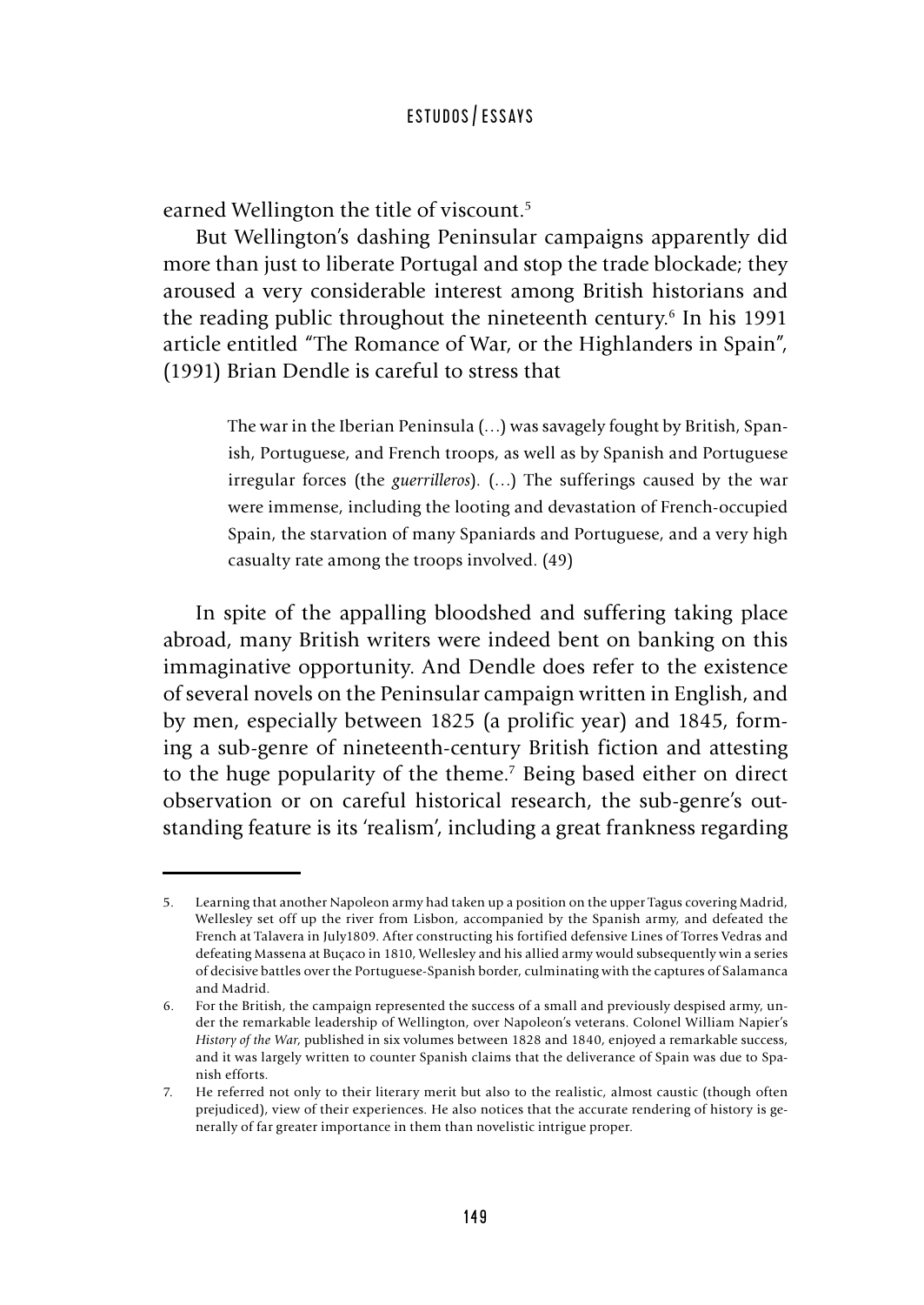earned Wellington the title of viscount.[5]

But Wellington's dashing Peninsular campaigns apparently did more than just to liberate Portugal and stop the trade blockade; they aroused a very considerable interest among British historians and the reading public throughout the nineteenth century.[6] In his 1991 article entitled "The Romance of War, or the Highlanders in Spain", (1991) Brian Dendle is careful to stress that

> The war in the Iberian Peninsula (…) was savagely fought by British, Spanish, Portuguese, and French troops, as well as by Spanish and Portuguese irregular forces (the *guerrilleros*). (…) The sufferings caused by the war were immense, including the looting and devastation of French-occupied Spain, the starvation of many Spaniards and Portuguese, and a very high casualty rate among the troops involved. (49)

In spite of the appalling bloodshed and suffering taking place abroad, many British writers were indeed bent on banking on this immaginative opportunity. And Dendle does refer to the existence of several novels on the Peninsular campaign written in English, and by men, especially between 1825 (a prolific year) and 1845, forming a sub-genre of nineteenth-century British fiction and attesting to the huge popularity of the theme.[7] Being based either on direct observation or on careful historical research, the sub-genre's outstanding feature is its 'realism', including a great frankness regarding

---

5. Learning that another Napoleon army had taken up a position on the upper Tagus covering Madrid, Wellesley set off up the river from Lisbon, accompanied by the Spanish army, and defeated the French at Talavera in July1809. After constructing his fortified defensive Lines of Torres Vedras and defeating Massena at Buçaco in 1810, Wellesley and his allied army would subsequently win a series of decisive battles over the Portuguese-Spanish border, culminating with the captures of Salamanca and Madrid.
6. For the British, the campaign represented the success of a small and previously despised army, under the remarkable leadership of Wellington, over Napoleon's veterans. Colonel William Napier's *History of the War*, published in six volumes between 1828 and 1840, enjoyed a remarkable success, and it was largely written to counter Spanish claims that the deliverance of Spain was due to Spanish efforts.
7. He referred not only to their literary merit but also to the realistic, almost caustic (though often prejudiced), view of their experiences. He also notices that the accurate rendering of history is generally of far greater importance in them than novelistic intrigue proper.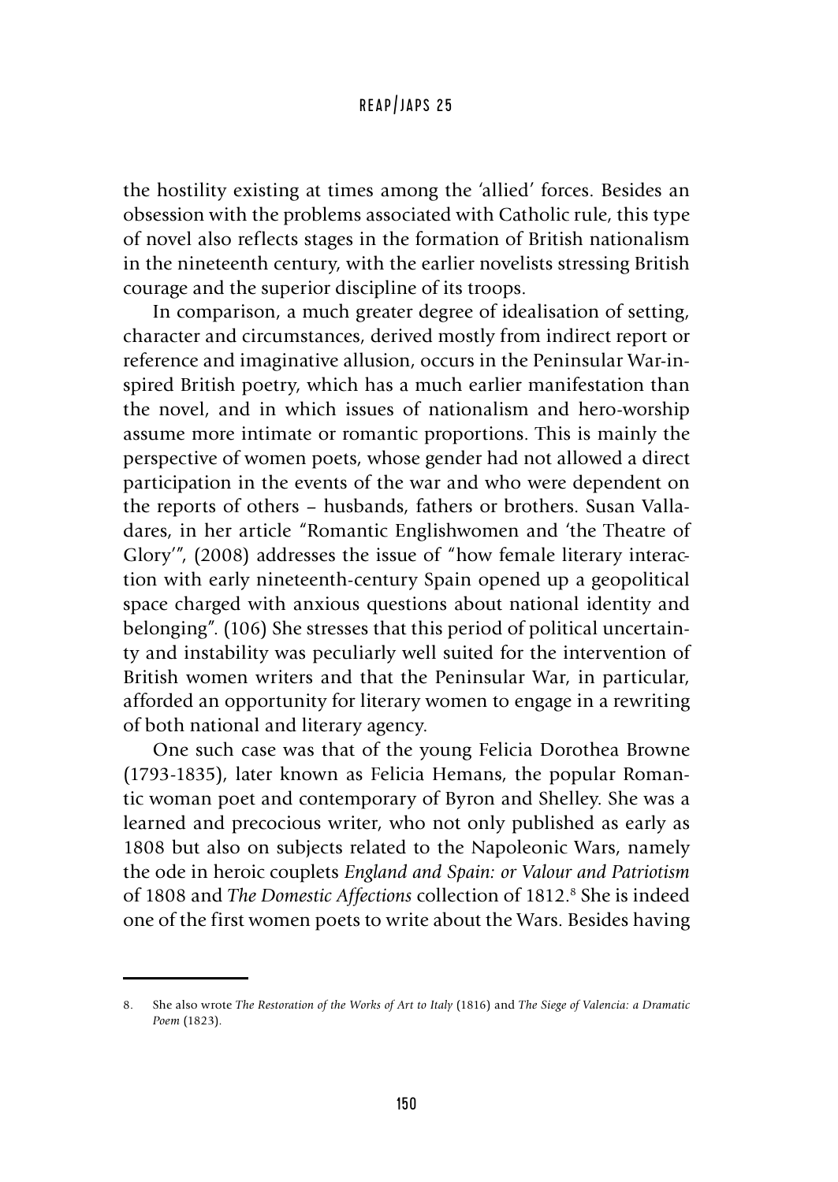the hostility existing at times among the 'allied' forces. Besides an obsession with the problems associated with Catholic rule, this type of novel also reflects stages in the formation of British nationalism in the nineteenth century, with the earlier novelists stressing British courage and the superior discipline of its troops.

In comparison, a much greater degree of idealisation of setting, character and circumstances, derived mostly from indirect report or reference and imaginative allusion, occurs in the Peninsular War-inspired British poetry, which has a much earlier manifestation than the novel, and in which issues of nationalism and hero-worship assume more intimate or romantic proportions. This is mainly the perspective of women poets, whose gender had not allowed a direct participation in the events of the war and who were dependent on the reports of others – husbands, fathers or brothers. Susan Valladares, in her article "Romantic Englishwomen and 'the Theatre of Glory'", (2008) addresses the issue of "how female literary interaction with early nineteenth-century Spain opened up a geopolitical space charged with anxious questions about national identity and belonging". (106) She stresses that this period of political uncertainty and instability was peculiarly well suited for the intervention of British women writers and that the Peninsular War, in particular, afforded an opportunity for literary women to engage in a rewriting of both national and literary agency.

One such case was that of the young Felicia Dorothea Browne (1793-1835), later known as Felicia Hemans, the popular Romantic woman poet and contemporary of Byron and Shelley. She was a learned and precocious writer, who not only published as early as 1808 but also on subjects related to the Napoleonic Wars, namely the ode in heroic couplets *England and Spain: or Valour and Patriotism* of 1808 and *The Domestic Affections* collection of 1812.[8] She is indeed one of the first women poets to write about the Wars. Besides having

8. She also wrote *The Restoration of the Works of Art to Italy* (1816) and *The Siege of Valencia: a Dramatic Poem* (1823).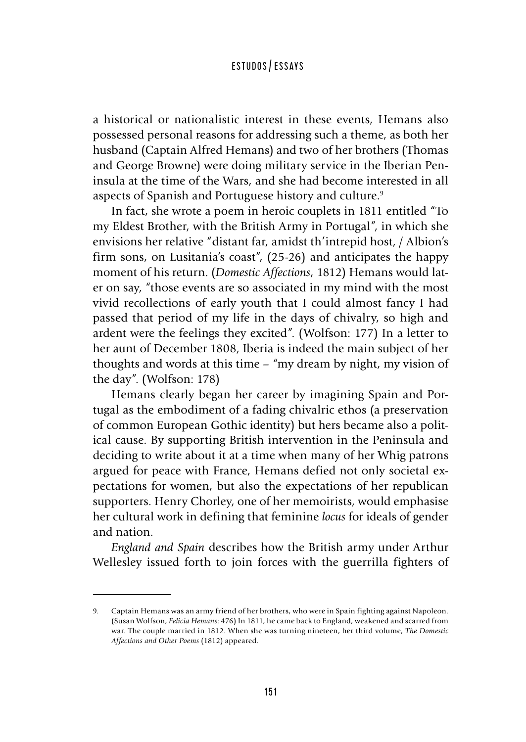a historical or nationalistic interest in these events, Hemans also possessed personal reasons for addressing such a theme, as both her husband (Captain Alfred Hemans) and two of her brothers (Thomas and George Browne) were doing military service in the Iberian Peninsula at the time of the Wars, and she had become interested in all aspects of Spanish and Portuguese history and culture.[9]

In fact, she wrote a poem in heroic couplets in 1811 entitled "To my Eldest Brother, with the British Army in Portugal", in which she envisions her relative "distant far, amidst th'intrepid host, / Albion's firm sons, on Lusitania's coast", (25-26) and anticipates the happy moment of his return. (*Domestic Affections*, 1812) Hemans would later on say, "those events are so associated in my mind with the most vivid recollections of early youth that I could almost fancy I had passed that period of my life in the days of chivalry, so high and ardent were the feelings they excited". (Wolfson: 177) In a letter to her aunt of December 1808, Iberia is indeed the main subject of her thoughts and words at this time – "my dream by night, my vision of the day". (Wolfson: 178)

Hemans clearly began her career by imagining Spain and Portugal as the embodiment of a fading chivalric ethos (a preservation of common European Gothic identity) but hers became also a political cause. By supporting British intervention in the Peninsula and deciding to write about it at a time when many of her Whig patrons argued for peace with France, Hemans defied not only societal expectations for women, but also the expectations of her republican supporters. Henry Chorley, one of her memoirists, would emphasise her cultural work in defining that feminine *locus* for ideals of gender and nation.

*England and Spain* describes how the British army under Arthur Wellesley issued forth to join forces with the guerrilla fighters of

---

9. Captain Hemans was an army friend of her brothers, who were in Spain fighting against Napoleon. (Susan Wolfson, *Felicia Hemans*: 476) In 1811, he came back to England, weakened and scarred from war. The couple married in 1812. When she was turning nineteen, her third volume, *The Domestic Affections and Other Poems* (1812) appeared.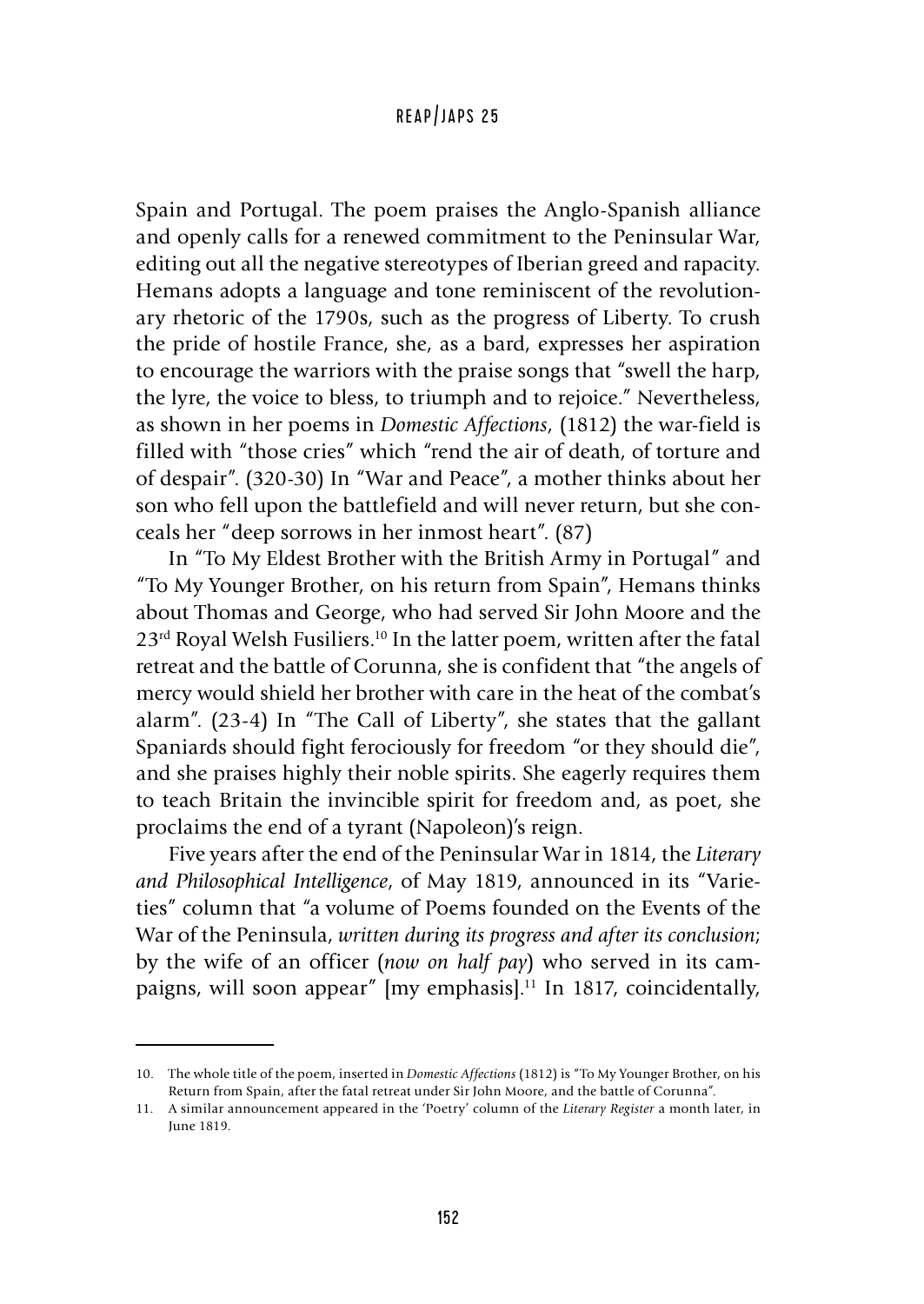Spain and Portugal. The poem praises the Anglo-Spanish alliance and openly calls for a renewed commitment to the Peninsular War, editing out all the negative stereotypes of Iberian greed and rapacity. Hemans adopts a language and tone reminiscent of the revolutionary rhetoric of the 1790s, such as the progress of Liberty. To crush the pride of hostile France, she, as a bard, expresses her aspiration to encourage the warriors with the praise songs that "swell the harp, the lyre, the voice to bless, to triumph and to rejoice." Nevertheless, as shown in her poems in *Domestic Affections*, (1812) the war-field is filled with "those cries" which "rend the air of death, of torture and of despair". (320-30) In "War and Peace", a mother thinks about her son who fell upon the battlefield and will never return, but she conceals her "deep sorrows in her inmost heart". (87)

In "To My Eldest Brother with the British Army in Portugal" and "To My Younger Brother, on his return from Spain", Hemans thinks about Thomas and George, who had served Sir John Moore and the 23rd Royal Welsh Fusiliers.[10] In the latter poem, written after the fatal retreat and the battle of Corunna, she is confident that "the angels of mercy would shield her brother with care in the heat of the combat's alarm". (23-4) In "The Call of Liberty", she states that the gallant Spaniards should fight ferociously for freedom "or they should die", and she praises highly their noble spirits. She eagerly requires them to teach Britain the invincible spirit for freedom and, as poet, she proclaims the end of a tyrant (Napoleon)'s reign.

Five years after the end of the Peninsular War in 1814, the *Literary and Philosophical Intelligence*, of May 1819, announced in its "Varieties" column that "a volume of Poems founded on the Events of the War of the Peninsula, *written during its progress and after its conclusion*; by the wife of an officer (*now on half pay*) who served in its campaigns, will soon appear" [my emphasis].[11] In 1817, coincidentally,

---

10. The whole title of the poem, inserted in *Domestic Affections* (1812) is "To My Younger Brother, on his Return from Spain, after the fatal retreat under Sir John Moore, and the battle of Corunna".

11. A similar announcement appeared in the 'Poetry' column of the *Literary Register* a month later, in June 1819.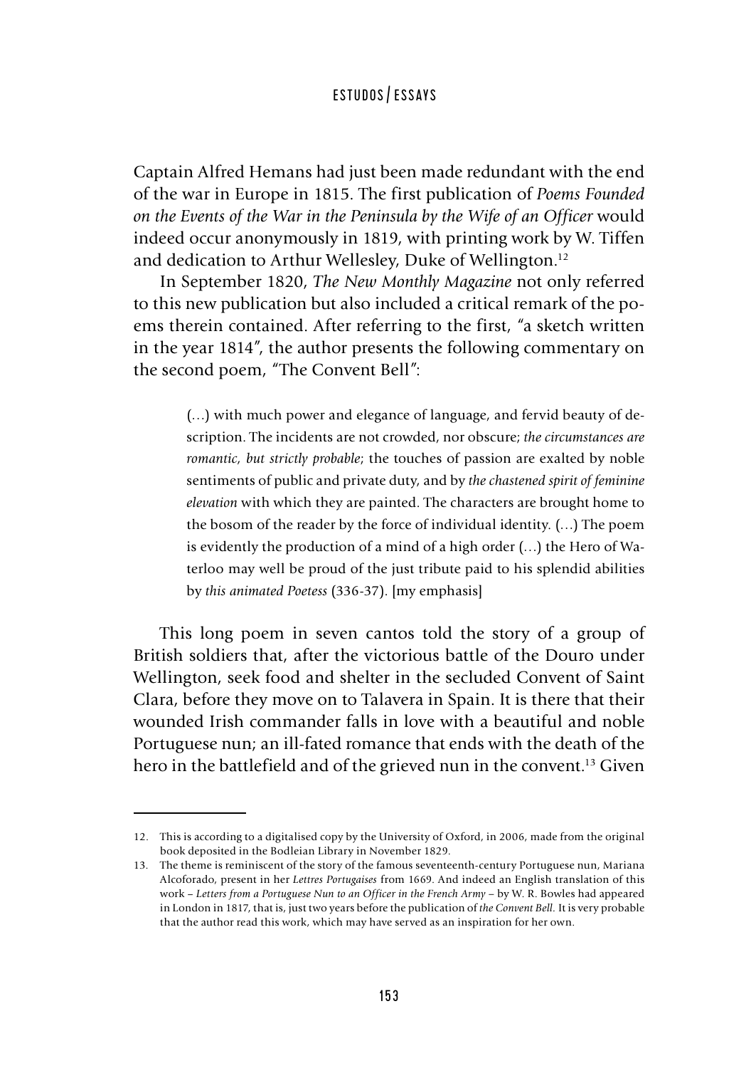Captain Alfred Hemans had just been made redundant with the end of the war in Europe in 1815. The first publication of *Poems Founded on the Events of the War in the Peninsula by the Wife of an Officer* would indeed occur anonymously in 1819, with printing work by W. Tiffen and dedication to Arthur Wellesley, Duke of Wellington.[12]

In September 1820, *The New Monthly Magazine* not only referred to this new publication but also included a critical remark of the poems therein contained. After referring to the first, "a sketch written in the year 1814", the author presents the following commentary on the second poem, "The Convent Bell":

> (…) with much power and elegance of language, and fervid beauty of description. The incidents are not crowded, nor obscure; *the circumstances are romantic, but strictly probable*; the touches of passion are exalted by noble sentiments of public and private duty, and by *the chastened spirit of feminine elevation* with which they are painted. The characters are brought home to the bosom of the reader by the force of individual identity. (…) The poem is evidently the production of a mind of a high order (…) the Hero of Waterloo may well be proud of the just tribute paid to his splendid abilities by *this animated Poetess* (336-37). [my emphasis]

This long poem in seven cantos told the story of a group of British soldiers that, after the victorious battle of the Douro under Wellington, seek food and shelter in the secluded Convent of Saint Clara, before they move on to Talavera in Spain. It is there that their wounded Irish commander falls in love with a beautiful and noble Portuguese nun; an ill-fated romance that ends with the death of the hero in the battlefield and of the grieved nun in the convent.[13] Given

---

12. This is according to a digitalised copy by the University of Oxford, in 2006, made from the original book deposited in the Bodleian Library in November 1829.

13. The theme is reminiscent of the story of the famous seventeenth-century Portuguese nun, Mariana Alcoforado, present in her *Lettres Portugaises* from 1669. And indeed an English translation of this work – *Letters from a Portuguese Nun to an Officer in the French Army* – by W. R. Bowles had appeared in London in 1817, that is, just two years before the publication of *the Convent Bell*. It is very probable that the author read this work, which may have served as an inspiration for her own.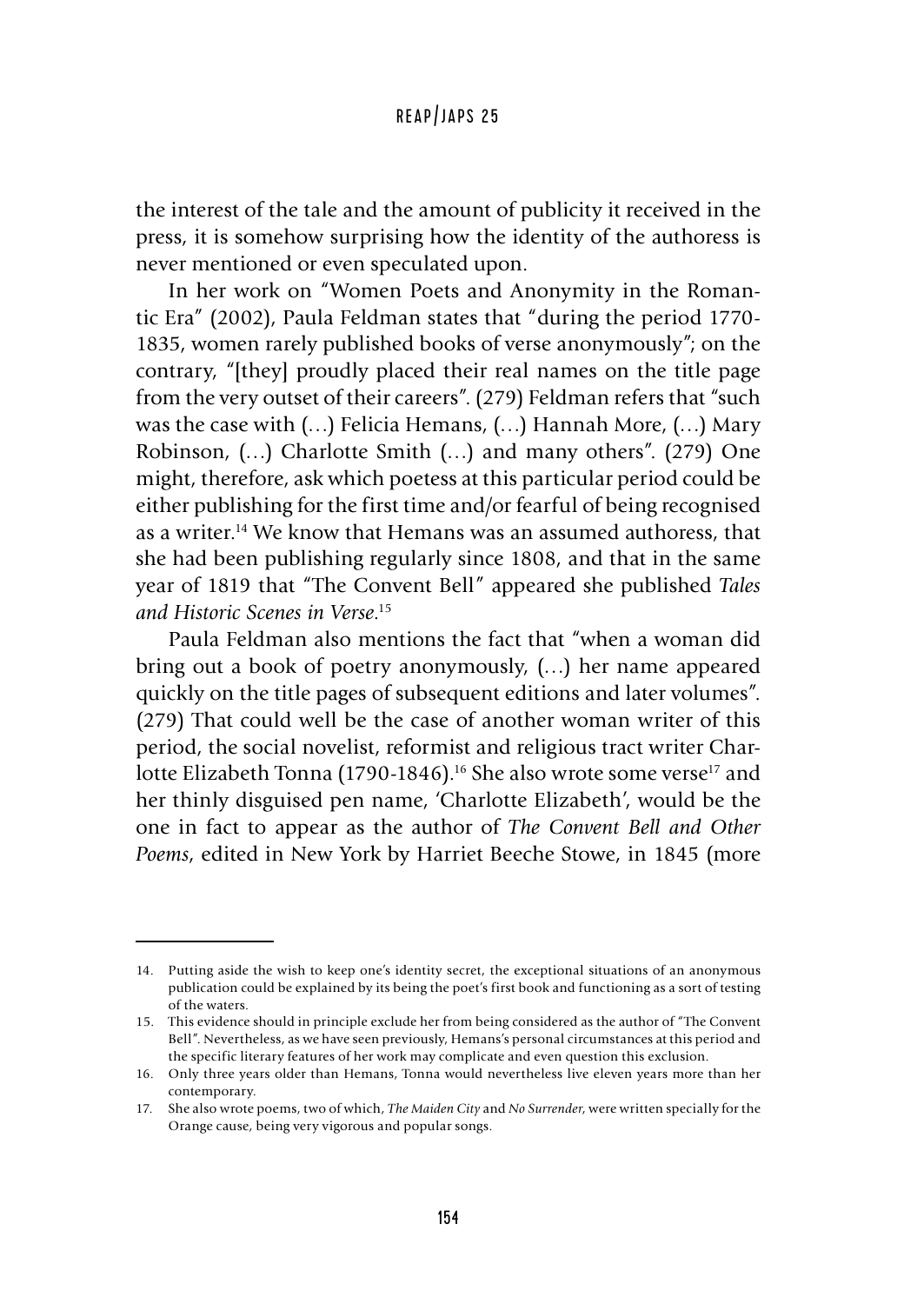the interest of the tale and the amount of publicity it received in the press, it is somehow surprising how the identity of the authoress is never mentioned or even speculated upon.

In her work on "Women Poets and Anonymity in the Romantic Era" (2002), Paula Feldman states that "during the period 1770-1835, women rarely published books of verse anonymously"; on the contrary, "[they] proudly placed their real names on the title page from the very outset of their careers". (279) Feldman refers that "such was the case with (…) Felicia Hemans, (…) Hannah More, (…) Mary Robinson, (…) Charlotte Smith (…) and many others". (279) One might, therefore, ask which poetess at this particular period could be either publishing for the first time and/or fearful of being recognised as a writer.[14] We know that Hemans was an assumed authoress, that she had been publishing regularly since 1808, and that in the same year of 1819 that "The Convent Bell" appeared she published *Tales and Historic Scenes in Verse*.[15]

Paula Feldman also mentions the fact that "when a woman did bring out a book of poetry anonymously, (…) her name appeared quickly on the title pages of subsequent editions and later volumes". (279) That could well be the case of another woman writer of this period, the social novelist, reformist and religious tract writer Charlotte Elizabeth Tonna (1790-1846).[16] She also wrote some verse[17] and her thinly disguised pen name, 'Charlotte Elizabeth', would be the one in fact to appear as the author of *The Convent Bell and Other Poems*, edited in New York by Harriet Beeche Stowe, in 1845 (more

---

14. Putting aside the wish to keep one's identity secret, the exceptional situations of an anonymous publication could be explained by its being the poet's first book and functioning as a sort of testing of the waters.
15. This evidence should in principle exclude her from being considered as the author of "The Convent Bell". Nevertheless, as we have seen previously, Hemans's personal circumstances at this period and the specific literary features of her work may complicate and even question this exclusion.
16. Only three years older than Hemans, Tonna would nevertheless live eleven years more than her contemporary.
17. She also wrote poems, two of which, *The Maiden City* and *No Surrender*, were written specially for the Orange cause, being very vigorous and popular songs.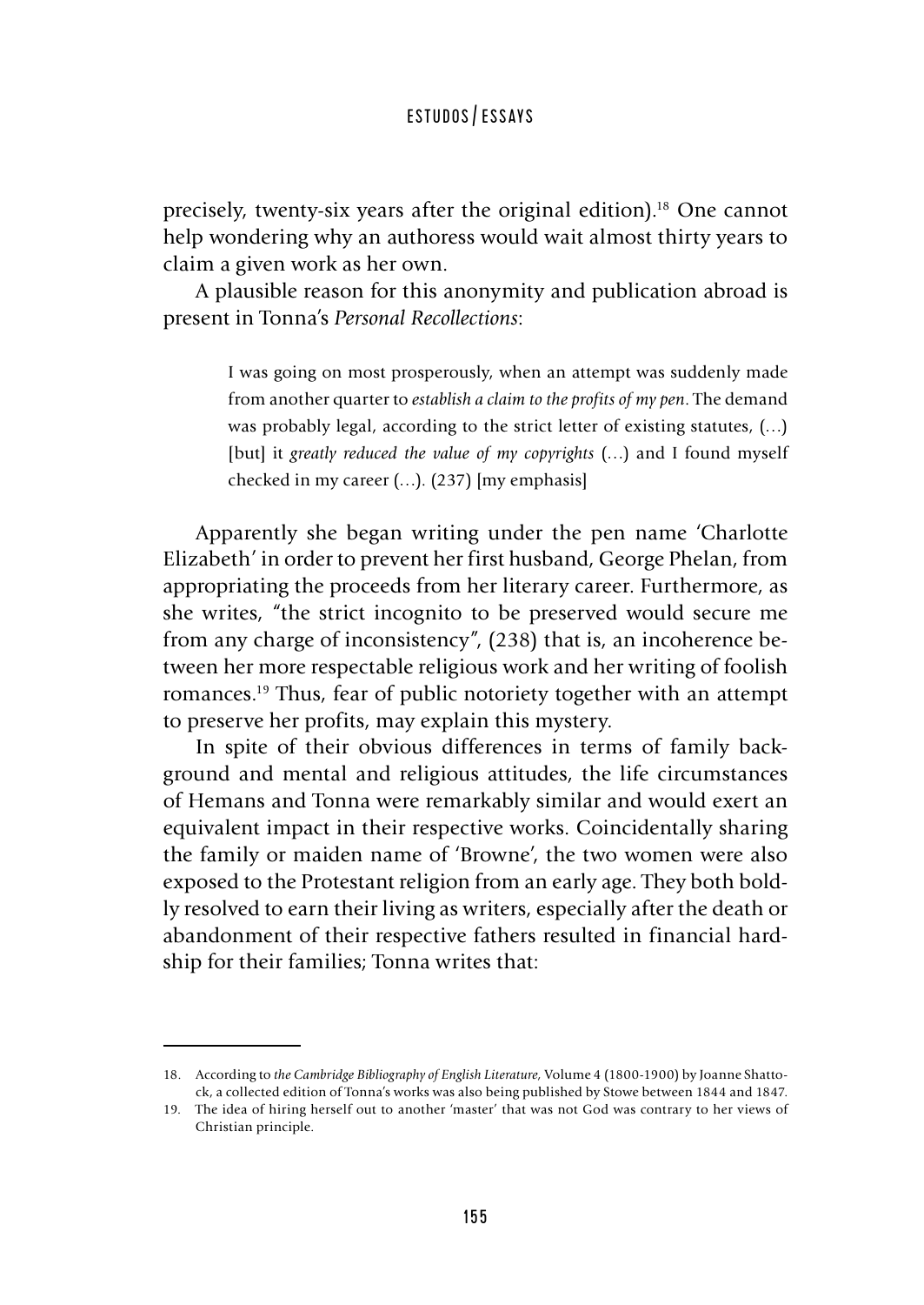precisely, twenty-six years after the original edition).[18] One cannot help wondering why an authoress would wait almost thirty years to claim a given work as her own.

A plausible reason for this anonymity and publication abroad is present in Tonna's *Personal Recollections*:

> I was going on most prosperously, when an attempt was suddenly made from another quarter to *establish a claim to the profits of my pen*. The demand was probably legal, according to the strict letter of existing statutes, (…) [but] it *greatly reduced the value of my copyrights* (…) and I found myself checked in my career (…). (237) [my emphasis]

Apparently she began writing under the pen name 'Charlotte Elizabeth' in order to prevent her first husband, George Phelan, from appropriating the proceeds from her literary career. Furthermore, as she writes, "the strict incognito to be preserved would secure me from any charge of inconsistency", (238) that is, an incoherence between her more respectable religious work and her writing of foolish romances.[19] Thus, fear of public notoriety together with an attempt to preserve her profits, may explain this mystery.

In spite of their obvious differences in terms of family background and mental and religious attitudes, the life circumstances of Hemans and Tonna were remarkably similar and would exert an equivalent impact in their respective works. Coincidentally sharing the family or maiden name of 'Browne', the two women were also exposed to the Protestant religion from an early age. They both boldly resolved to earn their living as writers, especially after the death or abandonment of their respective fathers resulted in financial hardship for their families; Tonna writes that:

---

18. According to *the Cambridge Bibliography of English Literature*, Volume 4 (1800-1900) by Joanne Shattock, a collected edition of Tonna's works was also being published by Stowe between 1844 and 1847.

19. The idea of hiring herself out to another 'master' that was not God was contrary to her views of Christian principle.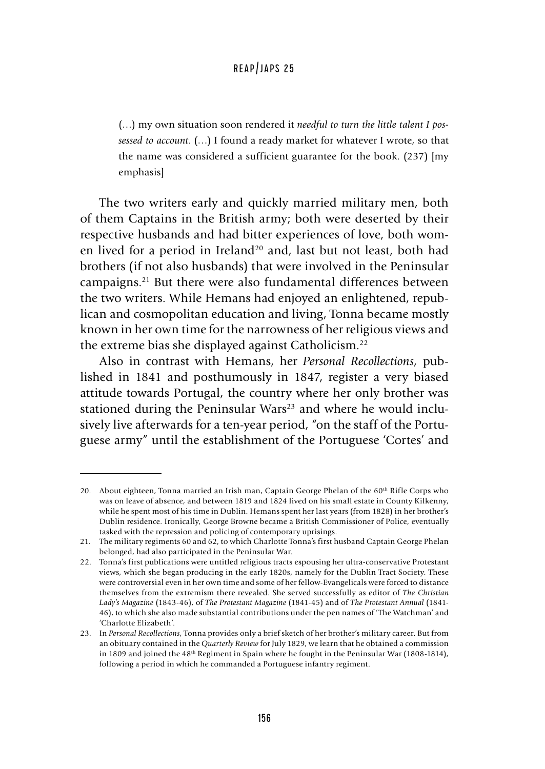> (…) my own situation soon rendered it *needful to turn the little talent I possessed to account*. (…) I found a ready market for whatever I wrote, so that the name was considered a sufficient guarantee for the book. (237) [my emphasis]

The two writers early and quickly married military men, both of them Captains in the British army; both were deserted by their respective husbands and had bitter experiences of love, both women lived for a period in Ireland[20] and, last but not least, both had brothers (if not also husbands) that were involved in the Peninsular campaigns.[21] But there were also fundamental differences between the two writers. While Hemans had enjoyed an enlightened, republican and cosmopolitan education and living, Tonna became mostly known in her own time for the narrowness of her religious views and the extreme bias she displayed against Catholicism.[22]

Also in contrast with Hemans, her *Personal Recollections*, published in 1841 and posthumously in 1847, register a very biased attitude towards Portugal, the country where her only brother was stationed during the Peninsular Wars[23] and where he would inclusively live afterwards for a ten-year period, "on the staff of the Portuguese army" until the establishment of the Portuguese 'Cortes' and

---

20. About eighteen, Tonna married an Irish man, Captain George Phelan of the 60th Rifle Corps who was on leave of absence, and between 1819 and 1824 lived on his small estate in County Kilkenny, while he spent most of his time in Dublin. Hemans spent her last years (from 1828) in her brother's Dublin residence. Ironically, George Browne became a British Commissioner of Police, eventually tasked with the repression and policing of contemporary uprisings.

21. The military regiments 60 and 62, to which Charlotte Tonna's first husband Captain George Phelan belonged, had also participated in the Peninsular War.

22. Tonna's first publications were untitled religious tracts espousing her ultra-conservative Protestant views, which she began producing in the early 1820s, namely for the Dublin Tract Society. These were controversial even in her own time and some of her fellow-Evangelicals were forced to distance themselves from the extremism there revealed. She served successfully as editor of *The Christian Lady's Magazine* (1843-46), of *The Protestant Magazine* (1841-45) and of *The Protestant Annual* (1841-46), to which she also made substantial contributions under the pen names of 'The Watchman' and 'Charlotte Elizabeth'.

23. In *Personal Recollections*, Tonna provides only a brief sketch of her brother's military career. But from an obituary contained in the *Quarterly Review* for July 1829, we learn that he obtained a commission in 1809 and joined the 48th Regiment in Spain where he fought in the Peninsular War (1808-1814), following a period in which he commanded a Portuguese infantry regiment.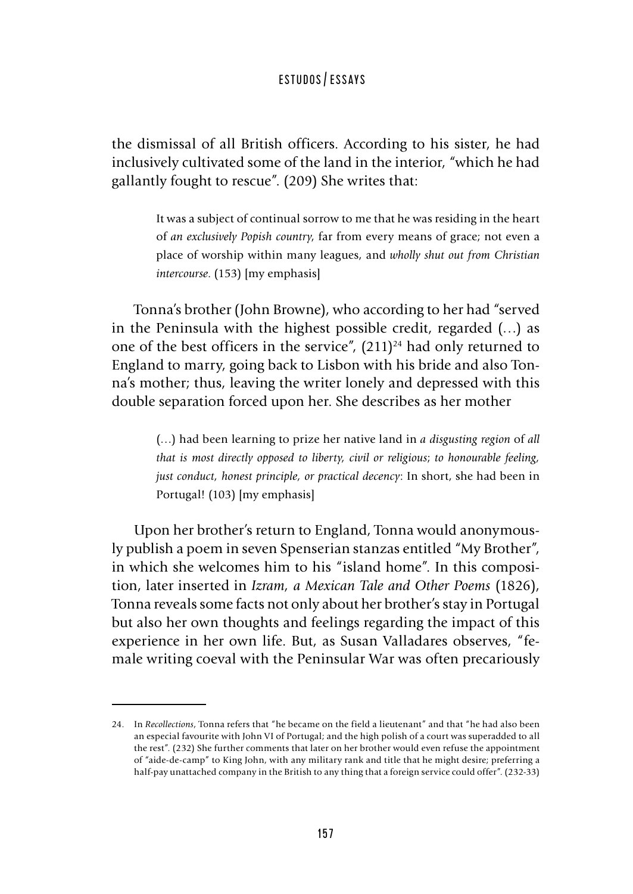the dismissal of all British officers. According to his sister, he had inclusively cultivated some of the land in the interior, "which he had gallantly fought to rescue". (209) She writes that:

> It was a subject of continual sorrow to me that he was residing in the heart of *an exclusively Popish country*, far from every means of grace; not even a place of worship within many leagues, and *wholly shut out from Christian intercourse*. (153) [my emphasis]

Tonna's brother (John Browne), who according to her had "served in the Peninsula with the highest possible credit, regarded (…) as one of the best officers in the service", (211)[24] had only returned to England to marry, going back to Lisbon with his bride and also Tonna's mother; thus, leaving the writer lonely and depressed with this double separation forced upon her. She describes as her mother

> (…) had been learning to prize her native land in *a disgusting region* of *all that is most directly opposed to liberty, civil or religious; to honourable feeling, just conduct, honest principle, or practical decency*: In short, she had been in Portugal! (103) [my emphasis]

Upon her brother's return to England, Tonna would anonymously publish a poem in seven Spenserian stanzas entitled "My Brother", in which she welcomes him to his "island home". In this composition, later inserted in *Izram, a Mexican Tale and Other Poems* (1826), Tonna reveals some facts not only about her brother's stay in Portugal but also her own thoughts and feelings regarding the impact of this experience in her own life. But, as Susan Valladares observes, "female writing coeval with the Peninsular War was often precariously

---

24. In *Recollections*, Tonna refers that "he became on the field a lieutenant" and that "he had also been an especial favourite with John VI of Portugal; and the high polish of a court was superadded to all the rest". (232) She further comments that later on her brother would even refuse the appointment of "aide-de-camp" to King John, with any military rank and title that he might desire; preferring a half-pay unattached company in the British to any thing that a foreign service could offer". (232-33)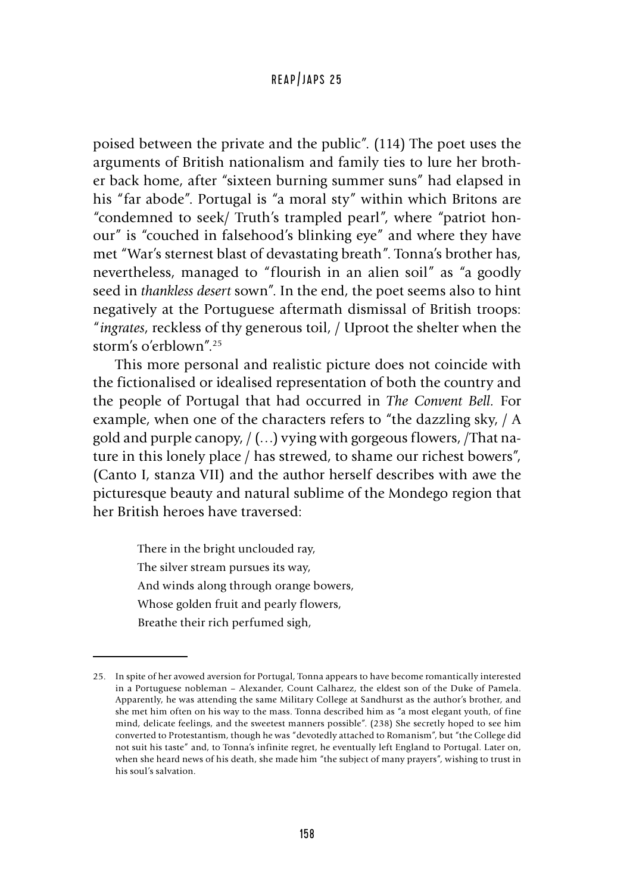poised between the private and the public". (114) The poet uses the arguments of British nationalism and family ties to lure her brother back home, after "sixteen burning summer suns" had elapsed in his "far abode". Portugal is "a moral sty" within which Britons are "condemned to seek/ Truth's trampled pearl", where "patriot honour" is "couched in falsehood's blinking eye" and where they have met "War's sternest blast of devastating breath". Tonna's brother has, nevertheless, managed to "flourish in an alien soil" as "a goodly seed in *thankless desert* sown". In the end, the poet seems also to hint negatively at the Portuguese aftermath dismissal of British troops: "*ingrates*, reckless of thy generous toil, / Uproot the shelter when the storm's o'erblown".[25]

This more personal and realistic picture does not coincide with the fictionalised or idealised representation of both the country and the people of Portugal that had occurred in *The Convent Bell.* For example, when one of the characters refers to "the dazzling sky, / A gold and purple canopy, / (…) vying with gorgeous flowers, /That nature in this lonely place / has strewed, to shame our richest bowers", (Canto I, stanza VII) and the author herself describes with awe the picturesque beauty and natural sublime of the Mondego region that her British heroes have traversed:

> There in the bright unclouded ray,
> The silver stream pursues its way,
> And winds along through orange bowers,
> Whose golden fruit and pearly flowers,
> Breathe their rich perfumed sigh,

---

25. In spite of her avowed aversion for Portugal, Tonna appears to have become romantically interested in a Portuguese nobleman – Alexander, Count Calharez, the eldest son of the Duke of Pamela. Apparently, he was attending the same Military College at Sandhurst as the author's brother, and she met him often on his way to the mass. Tonna described him as "a most elegant youth, of fine mind, delicate feelings, and the sweetest manners possible". (238) She secretly hoped to see him converted to Protestantism, though he was "devotedly attached to Romanism", but "the College did not suit his taste" and, to Tonna's infinite regret, he eventually left England to Portugal. Later on, when she heard news of his death, she made him "the subject of many prayers", wishing to trust in his soul's salvation.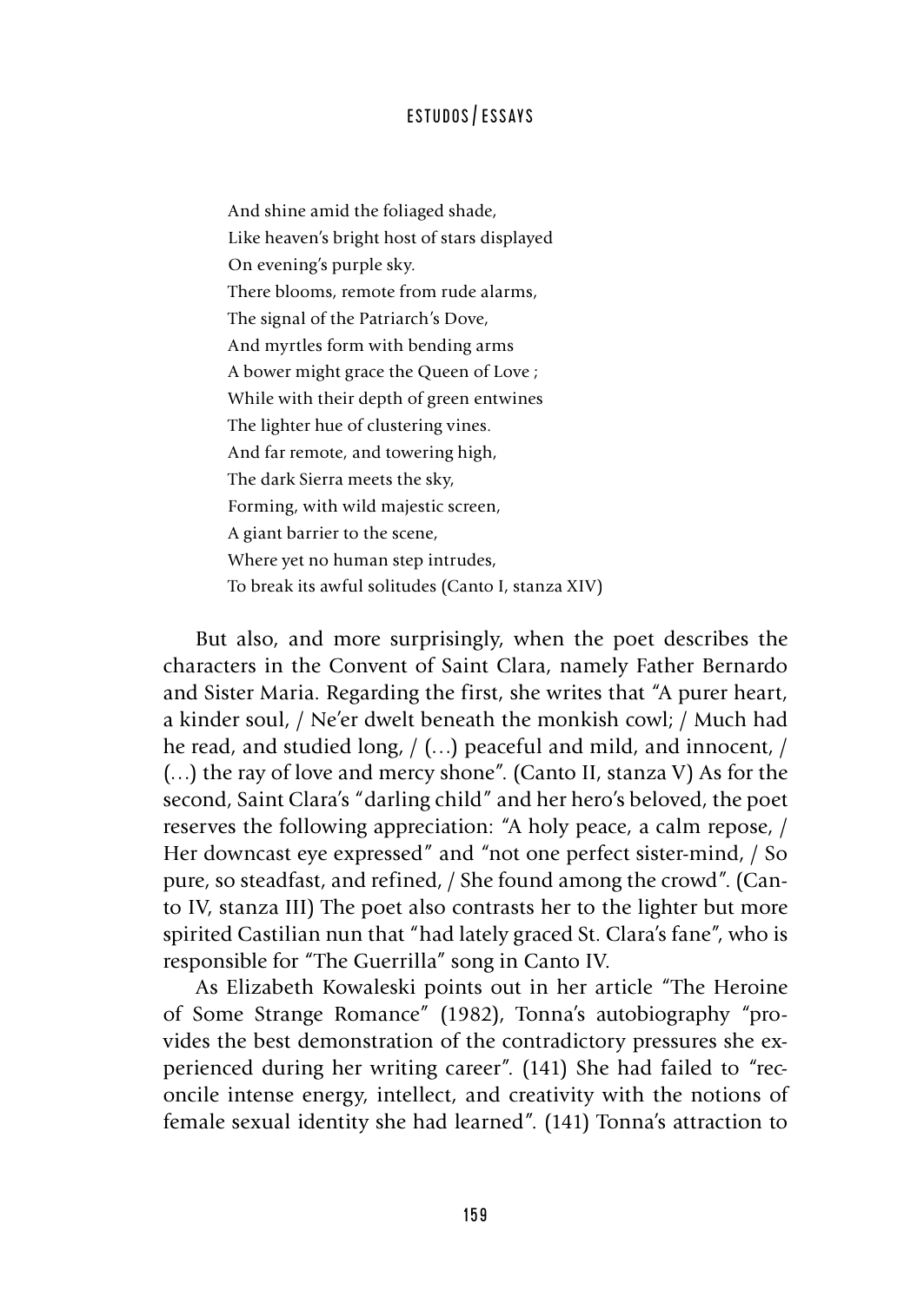> And shine amid the foliaged shade,
> Like heaven's bright host of stars displayed
> On evening's purple sky.
> There blooms, remote from rude alarms,
> The signal of the Patriarch's Dove,
> And myrtles form with bending arms
> A bower might grace the Queen of Love ;
> While with their depth of green entwines
> The lighter hue of clustering vines.
> And far remote, and towering high,
> The dark Sierra meets the sky,
> Forming, with wild majestic screen,
> A giant barrier to the scene,
> Where yet no human step intrudes,
> To break its awful solitudes (Canto I, stanza XIV)

But also, and more surprisingly, when the poet describes the characters in the Convent of Saint Clara, namely Father Bernardo and Sister Maria. Regarding the first, she writes that "A purer heart, a kinder soul, / Ne'er dwelt beneath the monkish cowl; / Much had he read, and studied long, / (…) peaceful and mild, and innocent, / (…) the ray of love and mercy shone". (Canto II, stanza V) As for the second, Saint Clara's "darling child" and her hero's beloved, the poet reserves the following appreciation: "A holy peace, a calm repose, / Her downcast eye expressed" and "not one perfect sister-mind, / So pure, so steadfast, and refined, / She found among the crowd". (Canto IV, stanza III) The poet also contrasts her to the lighter but more spirited Castilian nun that "had lately graced St. Clara's fane", who is responsible for "The Guerrilla" song in Canto IV.

As Elizabeth Kowaleski points out in her article "The Heroine of Some Strange Romance" (1982), Tonna's autobiography "provides the best demonstration of the contradictory pressures she experienced during her writing career". (141) She had failed to "reconcile intense energy, intellect, and creativity with the notions of female sexual identity she had learned". (141) Tonna's attraction to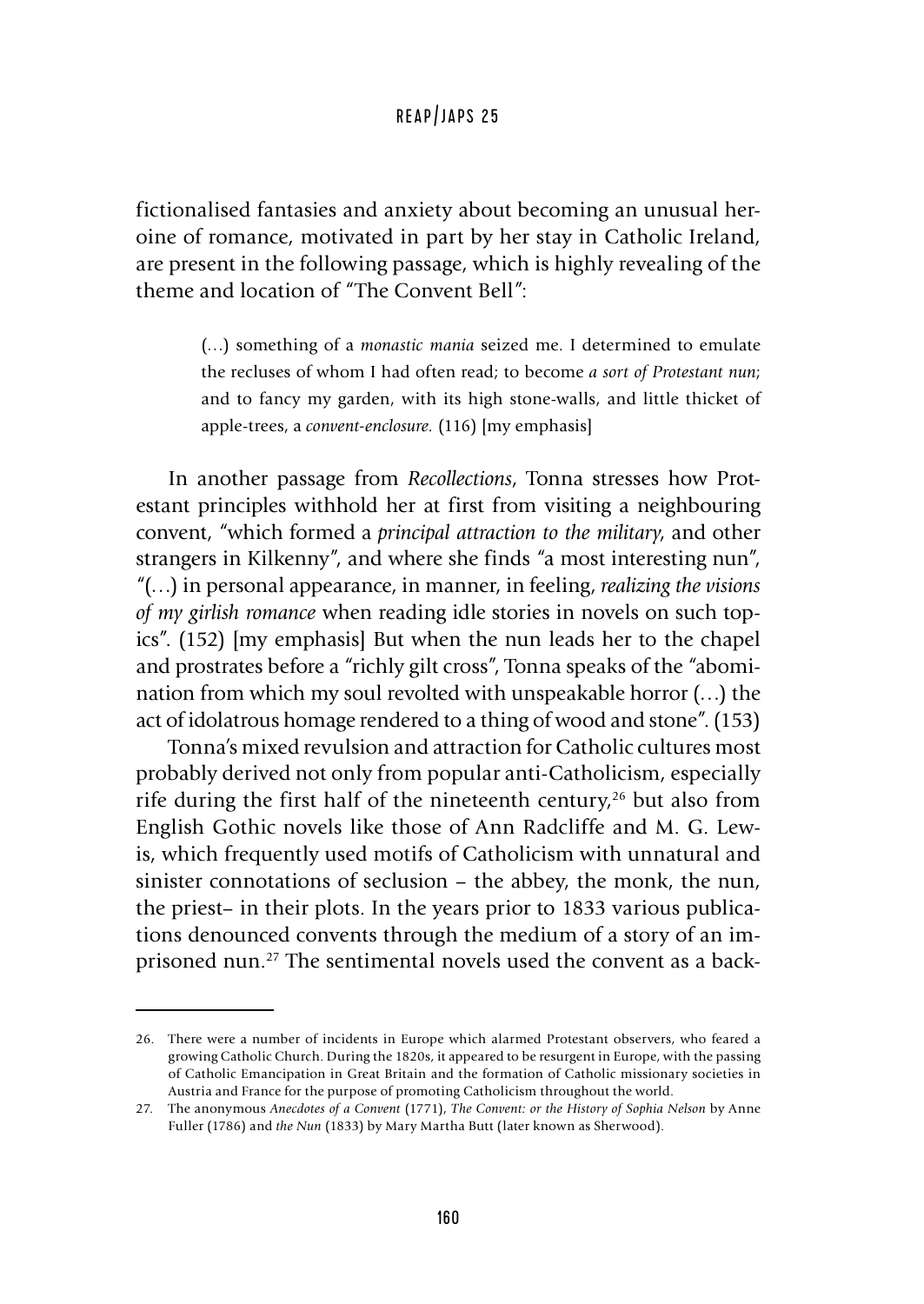fictionalised fantasies and anxiety about becoming an unusual heroine of romance, motivated in part by her stay in Catholic Ireland, are present in the following passage, which is highly revealing of the theme and location of "The Convent Bell":

> (…) something of a *monastic mania* seized me. I determined to emulate the recluses of whom I had often read; to become *a sort of Protestant nun*; and to fancy my garden, with its high stone-walls, and little thicket of apple-trees, a *convent-enclosure.* (116) [my emphasis]

In another passage from *Recollections*, Tonna stresses how Protestant principles withhold her at first from visiting a neighbouring convent, "which formed a *principal attraction to the military*, and other strangers in Kilkenny", and where she finds "a most interesting nun", "(…) in personal appearance, in manner, in feeling, *realizing the visions of my girlish romance* when reading idle stories in novels on such topics". (152) [my emphasis] But when the nun leads her to the chapel and prostrates before a "richly gilt cross", Tonna speaks of the "abomination from which my soul revolted with unspeakable horror (…) the act of idolatrous homage rendered to a thing of wood and stone". (153)

Tonna's mixed revulsion and attraction for Catholic cultures most probably derived not only from popular anti-Catholicism, especially rife during the first half of the nineteenth century,[26] but also from English Gothic novels like those of Ann Radcliffe and M. G. Lewis, which frequently used motifs of Catholicism with unnatural and sinister connotations of seclusion – the abbey, the monk, the nun, the priest– in their plots. In the years prior to 1833 various publications denounced convents through the medium of a story of an imprisoned nun.[27] The sentimental novels used the convent as a back-

---

26. There were a number of incidents in Europe which alarmed Protestant observers, who feared a growing Catholic Church. During the 1820s, it appeared to be resurgent in Europe, with the passing of Catholic Emancipation in Great Britain and the formation of Catholic missionary societies in Austria and France for the purpose of promoting Catholicism throughout the world.

27. The anonymous *Anecdotes of a Convent* (1771), *The Convent: or the History of Sophia Nelson* by Anne Fuller (1786) and *the Nun* (1833) by Mary Martha Butt (later known as Sherwood).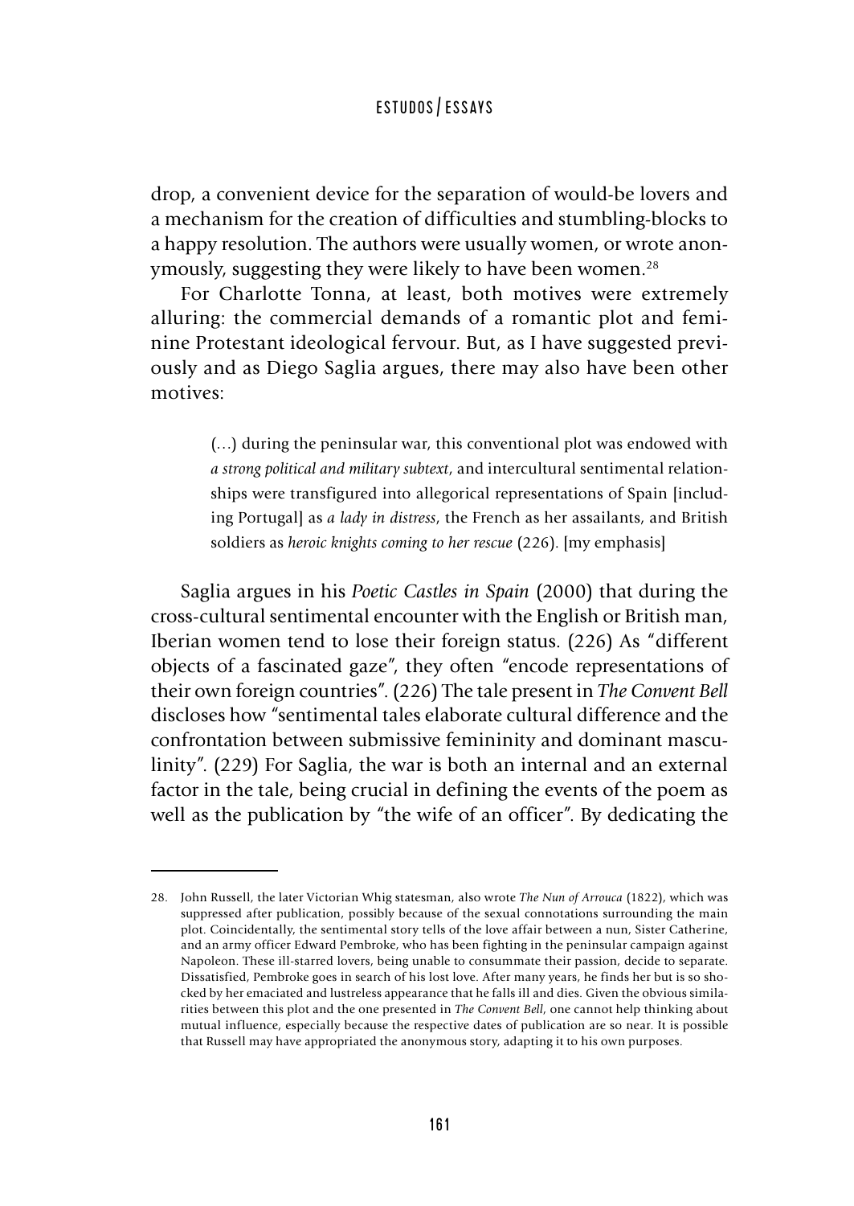drop, a convenient device for the separation of would-be lovers and a mechanism for the creation of difficulties and stumbling-blocks to a happy resolution. The authors were usually women, or wrote anonymously, suggesting they were likely to have been women.[28]

For Charlotte Tonna, at least, both motives were extremely alluring: the commercial demands of a romantic plot and feminine Protestant ideological fervour. But, as I have suggested previously and as Diego Saglia argues, there may also have been other motives:

> (…) during the peninsular war, this conventional plot was endowed with *a strong political and military subtext*, and intercultural sentimental relationships were transfigured into allegorical representations of Spain [including Portugal] as *a lady in distress*, the French as her assailants, and British soldiers as *heroic knights coming to her rescue* (226). [my emphasis]

Saglia argues in his *Poetic Castles in Spain* (2000) that during the cross-cultural sentimental encounter with the English or British man, Iberian women tend to lose their foreign status. (226) As "different objects of a fascinated gaze", they often "encode representations of their own foreign countries". (226) The tale present in *The Convent Bell* discloses how "sentimental tales elaborate cultural difference and the confrontation between submissive femininity and dominant masculinity". (229) For Saglia, the war is both an internal and an external factor in the tale, being crucial in defining the events of the poem as well as the publication by "the wife of an officer". By dedicating the

---

28. John Russell, the later Victorian Whig statesman, also wrote *The Nun of Arrouca* (1822), which was suppressed after publication, possibly because of the sexual connotations surrounding the main plot. Coincidentally, the sentimental story tells of the love affair between a nun, Sister Catherine, and an army officer Edward Pembroke, who has been fighting in the peninsular campaign against Napoleon. These ill-starred lovers, being unable to consummate their passion, decide to separate. Dissatisfied, Pembroke goes in search of his lost love. After many years, he finds her but is so shocked by her emaciated and lustreless appearance that he falls ill and dies. Given the obvious similarities between this plot and the one presented in *The Convent Bell*, one cannot help thinking about mutual influence, especially because the respective dates of publication are so near. It is possible that Russell may have appropriated the anonymous story, adapting it to his own purposes.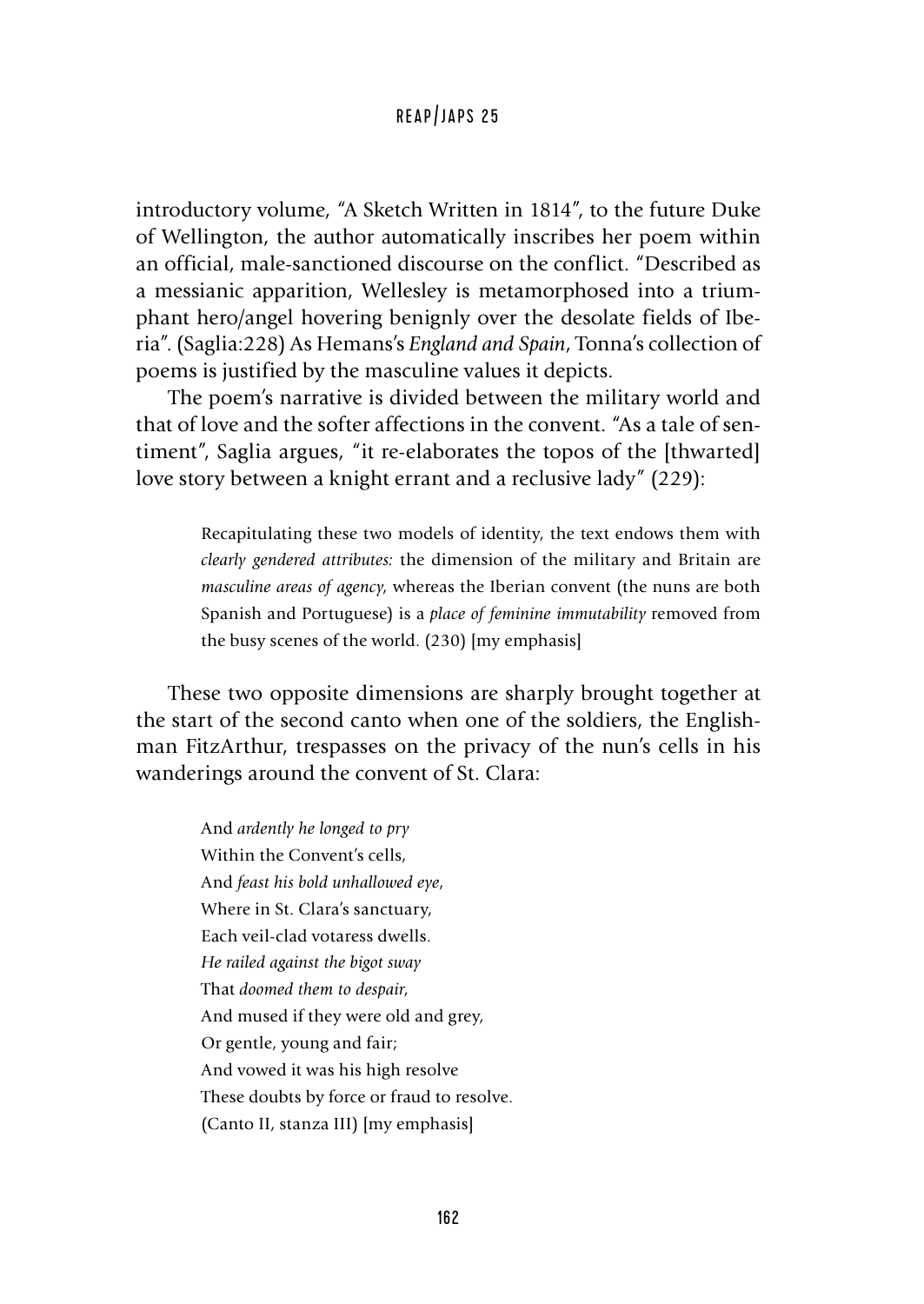introductory volume, "A Sketch Written in 1814", to the future Duke of Wellington, the author automatically inscribes her poem within an official, male-sanctioned discourse on the conflict. "Described as a messianic apparition, Wellesley is metamorphosed into a triumphant hero/angel hovering benignly over the desolate fields of Iberia". (Saglia:228) As Hemans's *England and Spain*, Tonna's collection of poems is justified by the masculine values it depicts.

The poem's narrative is divided between the military world and that of love and the softer affections in the convent. "As a tale of sentiment", Saglia argues, "it re-elaborates the topos of the [thwarted] love story between a knight errant and a reclusive lady" (229):

> Recapitulating these two models of identity, the text endows them with *clearly gendered attributes:* the dimension of the military and Britain are *masculine areas of agency*, whereas the Iberian convent (the nuns are both Spanish and Portuguese) is a *place of feminine immutability* removed from the busy scenes of the world. (230) [my emphasis]

These two opposite dimensions are sharply brought together at the start of the second canto when one of the soldiers, the Englishman FitzArthur, trespasses on the privacy of the nun's cells in his wanderings around the convent of St. Clara:

> And *ardently he longed to pry*
> Within the Convent's cells,
> And *feast his bold unhallowed eye*,
> Where in St. Clara's sanctuary,
> Each veil-clad votaress dwells.
> *He railed against the bigot sway*
> That *doomed them to despair*,
> And mused if they were old and grey,
> Or gentle, young and fair;
> And vowed it was his high resolve
> These doubts by force or fraud to resolve.
> (Canto II, stanza III) [my emphasis]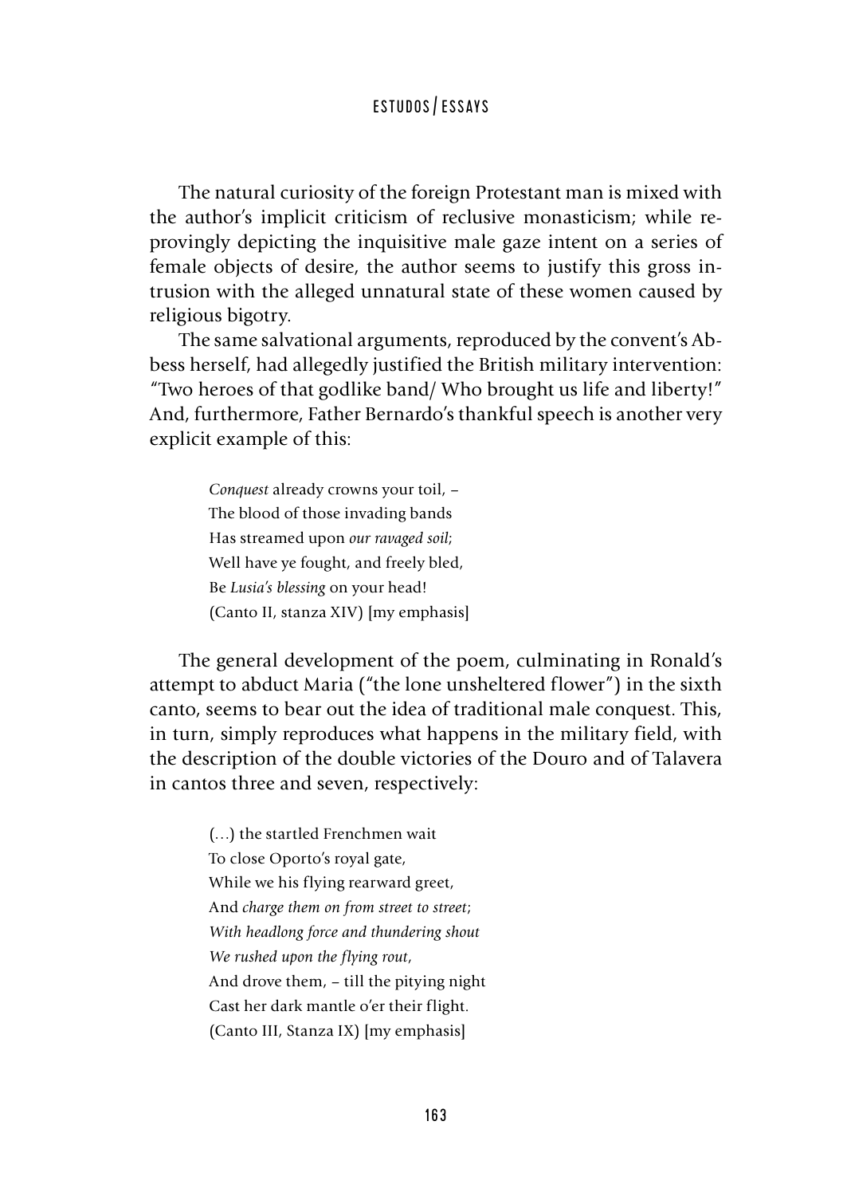The natural curiosity of the foreign Protestant man is mixed with the author's implicit criticism of reclusive monasticism; while reprovingly depicting the inquisitive male gaze intent on a series of female objects of desire, the author seems to justify this gross intrusion with the alleged unnatural state of these women caused by religious bigotry.

The same salvational arguments, reproduced by the convent's Abbess herself, had allegedly justified the British military intervention: "Two heroes of that godlike band/ Who brought us life and liberty!" And, furthermore, Father Bernardo's thankful speech is another very explicit example of this:

> *Conquest* already crowns your toil, –
> The blood of those invading bands
> Has streamed upon *our ravaged soil*;
> Well have ye fought, and freely bled,
> Be *Lusia's blessing* on your head!
> (Canto II, stanza XIV) [my emphasis]

The general development of the poem, culminating in Ronald's attempt to abduct Maria ("the lone unsheltered flower") in the sixth canto, seems to bear out the idea of traditional male conquest. This, in turn, simply reproduces what happens in the military field, with the description of the double victories of the Douro and of Talavera in cantos three and seven, respectively:

> (…) the startled Frenchmen wait
> To close Oporto's royal gate,
> While we his flying rearward greet,
> And *charge them on from street to street*;
> *With headlong force and thundering shout*
> *We rushed upon the flying rout*,
> And drove them, – till the pitying night
> Cast her dark mantle o'er their flight.
> (Canto III, Stanza IX) [my emphasis]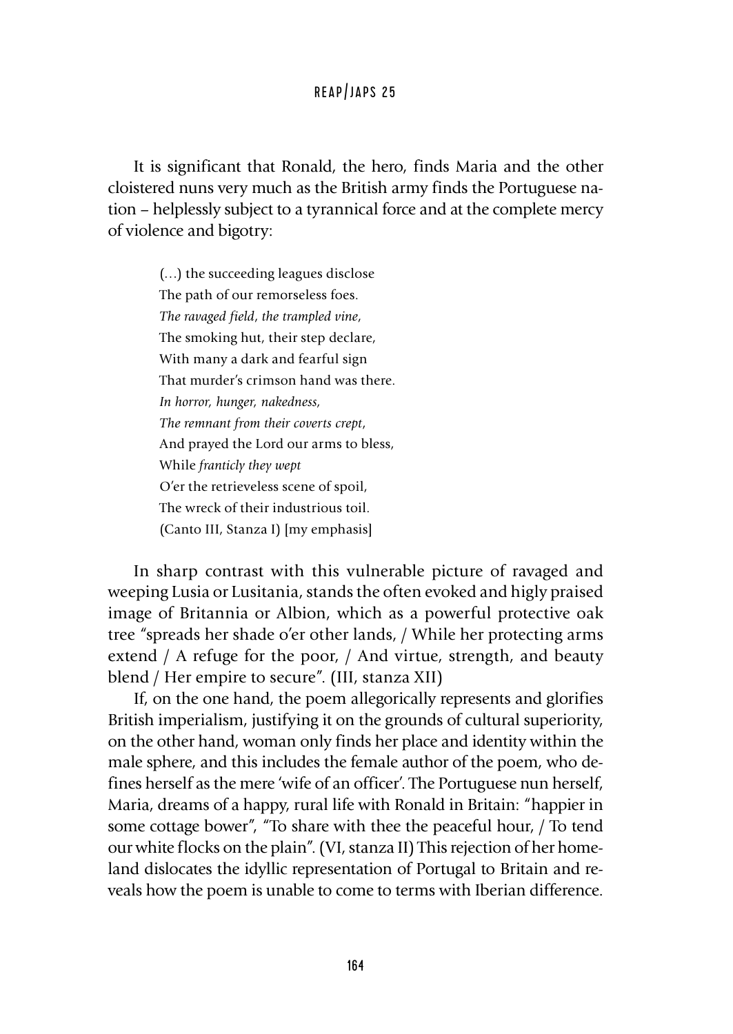It is significant that Ronald, the hero, finds Maria and the other cloistered nuns very much as the British army finds the Portuguese nation – helplessly subject to a tyrannical force and at the complete mercy of violence and bigotry:

> (…) the succeeding leagues disclose
> The path of our remorseless foes.
> *The ravaged field, the trampled vine*,
> The smoking hut, their step declare,
> With many a dark and fearful sign
> That murder's crimson hand was there.
> *In horror, hunger, nakedness,*
> *The remnant from their coverts crept*,
> And prayed the Lord our arms to bless,
> While *franticly they wept*
> O'er the retrieveless scene of spoil,
> The wreck of their industrious toil.
> (Canto III, Stanza I) [my emphasis]

In sharp contrast with this vulnerable picture of ravaged and weeping Lusia or Lusitania, stands the often evoked and higly praised image of Britannia or Albion, which as a powerful protective oak tree "spreads her shade o'er other lands, / While her protecting arms extend / A refuge for the poor, / And virtue, strength, and beauty blend / Her empire to secure". (III, stanza XII)

If, on the one hand, the poem allegorically represents and glorifies British imperialism, justifying it on the grounds of cultural superiority, on the other hand, woman only finds her place and identity within the male sphere, and this includes the female author of the poem, who defines herself as the mere 'wife of an officer'. The Portuguese nun herself, Maria, dreams of a happy, rural life with Ronald in Britain: "happier in some cottage bower", "To share with thee the peaceful hour, / To tend our white flocks on the plain". (VI, stanza II) This rejection of her homeland dislocates the idyllic representation of Portugal to Britain and reveals how the poem is unable to come to terms with Iberian difference.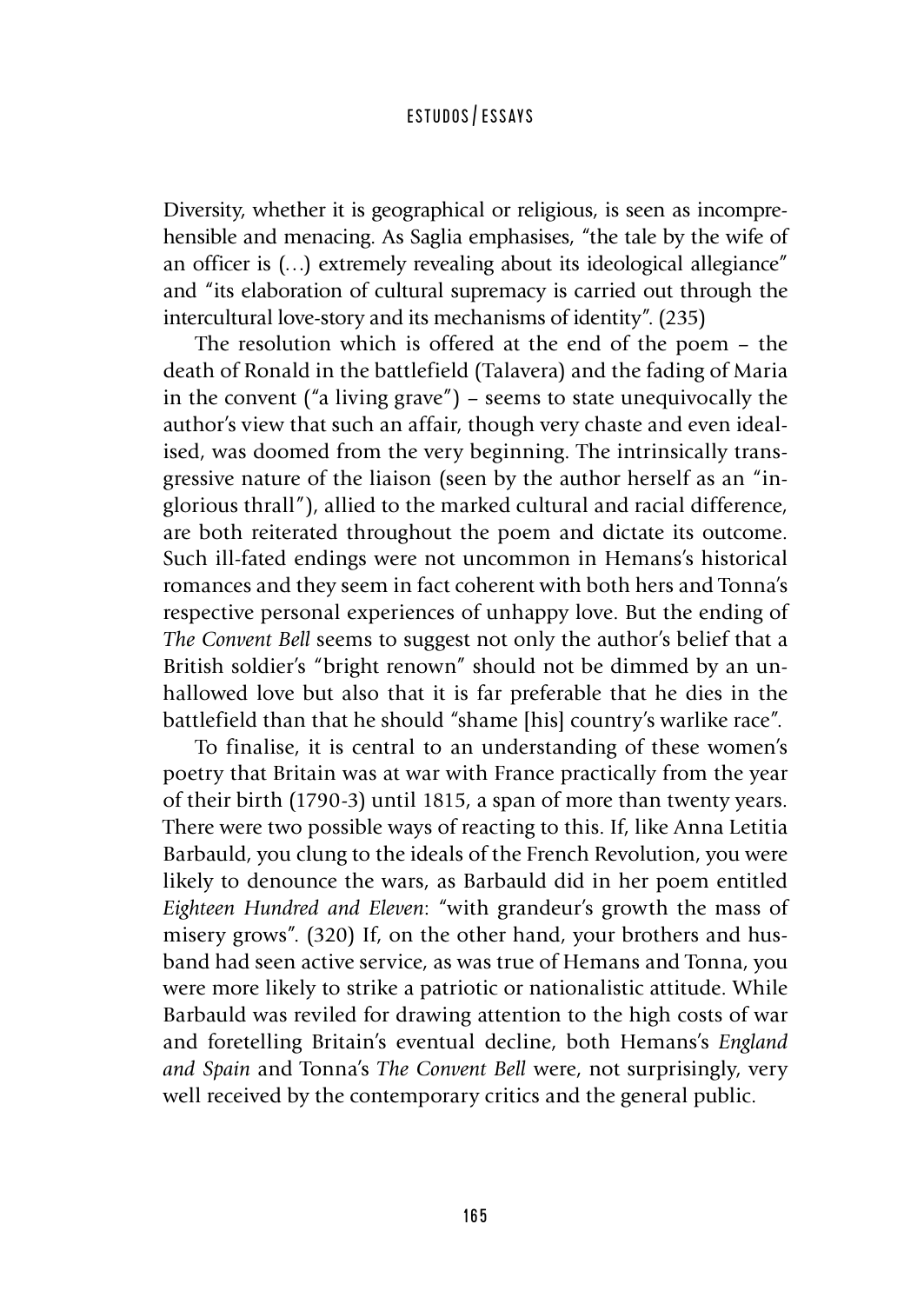Diversity, whether it is geographical or religious, is seen as incomprehensible and menacing. As Saglia emphasises, "the tale by the wife of an officer is (…) extremely revealing about its ideological allegiance" and "its elaboration of cultural supremacy is carried out through the intercultural love-story and its mechanisms of identity". (235)

The resolution which is offered at the end of the poem – the death of Ronald in the battlefield (Talavera) and the fading of Maria in the convent ("a living grave") – seems to state unequivocally the author's view that such an affair, though very chaste and even idealised, was doomed from the very beginning. The intrinsically transgressive nature of the liaison (seen by the author herself as an "inglorious thrall"), allied to the marked cultural and racial difference, are both reiterated throughout the poem and dictate its outcome. Such ill-fated endings were not uncommon in Hemans's historical romances and they seem in fact coherent with both hers and Tonna's respective personal experiences of unhappy love. But the ending of *The Convent Bell* seems to suggest not only the author's belief that a British soldier's "bright renown" should not be dimmed by an unhallowed love but also that it is far preferable that he dies in the battlefield than that he should "shame [his] country's warlike race".

To finalise, it is central to an understanding of these women's poetry that Britain was at war with France practically from the year of their birth (1790-3) until 1815, a span of more than twenty years. There were two possible ways of reacting to this. If, like Anna Letitia Barbauld, you clung to the ideals of the French Revolution, you were likely to denounce the wars, as Barbauld did in her poem entitled *Eighteen Hundred and Eleven*: "with grandeur's growth the mass of misery grows". (320) If, on the other hand, your brothers and husband had seen active service, as was true of Hemans and Tonna, you were more likely to strike a patriotic or nationalistic attitude. While Barbauld was reviled for drawing attention to the high costs of war and foretelling Britain's eventual decline, both Hemans's *England and Spain* and Tonna's *The Convent Bell* were, not surprisingly, very well received by the contemporary critics and the general public.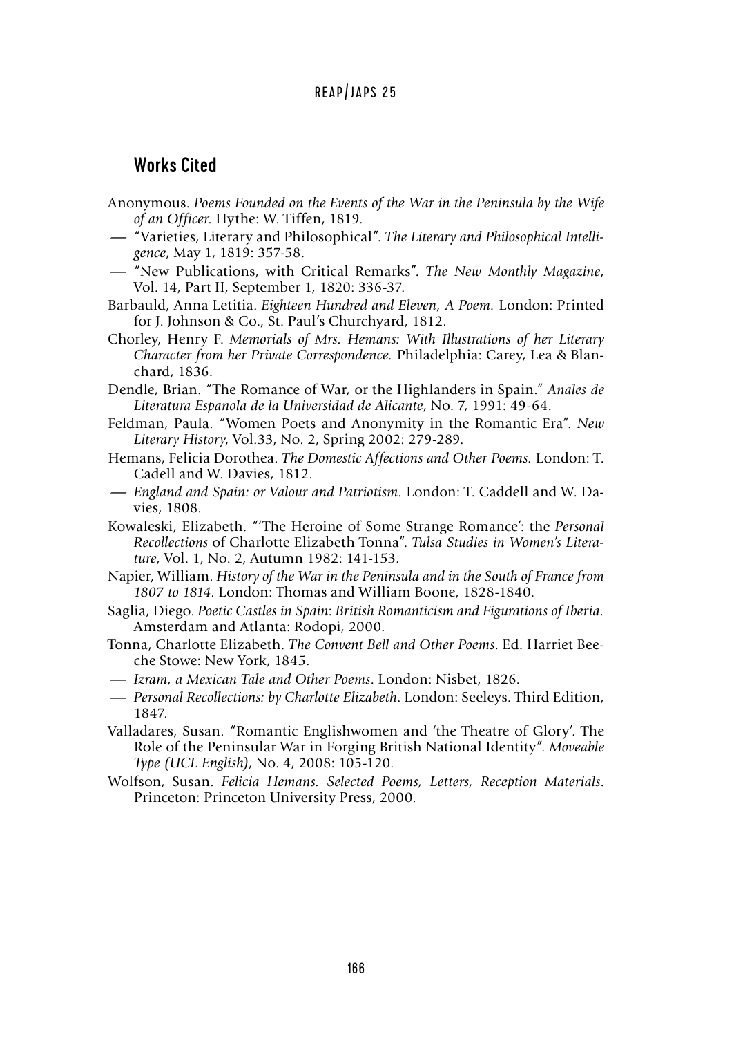## Works Cited

Anonymous. *Poems Founded on the Events of the War in the Peninsula by the Wife of an Officer*. Hythe: W. Tiffen, 1819.

— "Varieties, Literary and Philosophical". *The Literary and Philosophical Intelligence*, May 1, 1819: 357-58.

— "New Publications, with Critical Remarks". *The New Monthly Magazine*, Vol. 14, Part II, September 1, 1820: 336-37.

Barbauld, Anna Letitia. *Eighteen Hundred and Eleven, A Poem.* London: Printed for J. Johnson & Co., St. Paul's Churchyard, 1812.

Chorley, Henry F. *Memorials of Mrs. Hemans: With Illustrations of her Literary Character from her Private Correspondence.* Philadelphia: Carey, Lea & Blanchard, 1836.

Dendle, Brian. "The Romance of War, or the Highlanders in Spain." *Anales de Literatura Espanola de la Universidad de Alicante*, No. 7, 1991: 49-64.

Feldman, Paula. "Women Poets and Anonymity in the Romantic Era". *New Literary History*, Vol.33, No. 2, Spring 2002: 279-289.

Hemans, Felicia Dorothea. *The Domestic Affections and Other Poems.* London: T. Cadell and W. Davies, 1812.

— *England and Spain: or Valour and Patriotism*. London: T. Caddell and W. Davies, 1808.

Kowaleski, Elizabeth. "'The Heroine of Some Strange Romance': the *Personal Recollections* of Charlotte Elizabeth Tonna". *Tulsa Studies in Women's Literature*, Vol. 1, No. 2, Autumn 1982: 141-153.

Napier, William. *History of the War in the Peninsula and in the South of France from 1807 to 1814*. London: Thomas and William Boone, 1828-1840.

Saglia, Diego. *Poetic Castles in Spain*: *British Romanticism and Figurations of Iberia*. Amsterdam and Atlanta: Rodopi, 2000.

Tonna, Charlotte Elizabeth. *The Convent Bell and Other Poems*. Ed. Harriet Beeche Stowe: New York, 1845.

— *Izram, a Mexican Tale and Other Poems*. London: Nisbet, 1826.

— *Personal Recollections: by Charlotte Elizabeth*. London: Seeleys. Third Edition, 1847.

Valladares, Susan. "Romantic Englishwomen and 'the Theatre of Glory'. The Role of the Peninsular War in Forging British National Identity". *Moveable Type (UCL English)*, No. 4, 2008: 105-120.

Wolfson, Susan. *Felicia Hemans. Selected Poems, Letters, Reception Materials*. Princeton: Princeton University Press, 2000.